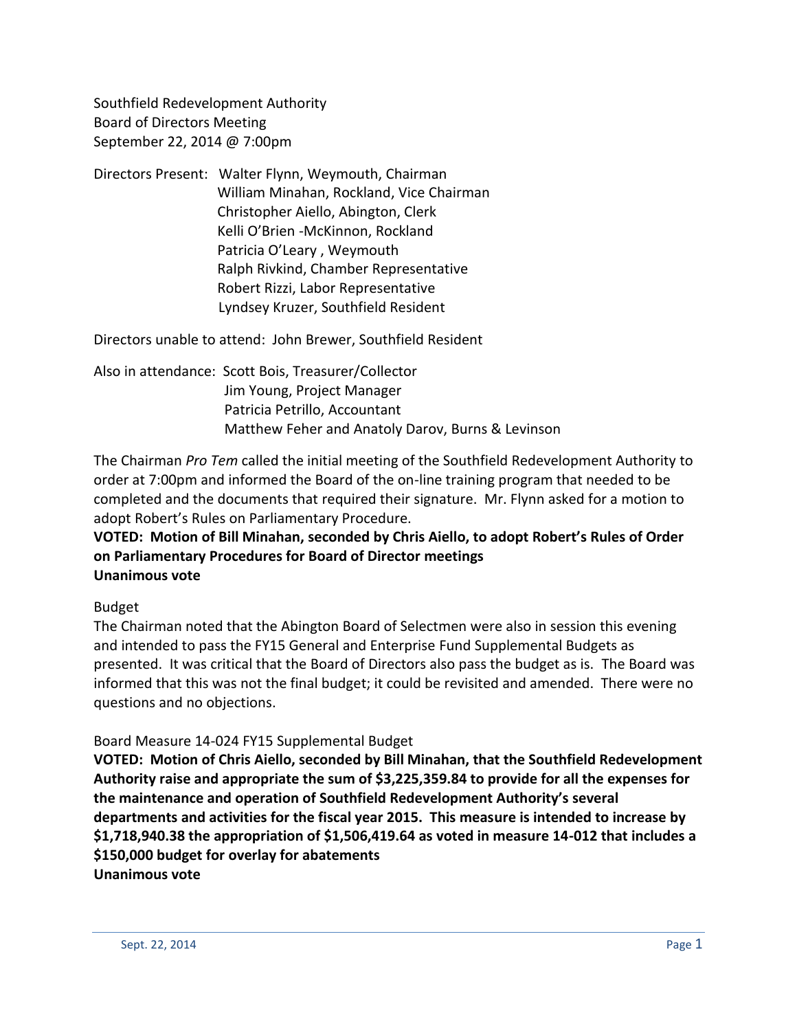Southfield Redevelopment Authority
Board of Directors Meeting
September 22, 2014 @ 7:00pm

Directors Present: Walter Flynn, Weymouth, Chairman
William Minahan, Rockland, Vice Chairman
Christopher Aiello, Abington, Clerk
Kelli O'Brien -McKinnon, Rockland
Patricia O'Leary , Weymouth
Ralph Rivkind, Chamber Representative
Robert Rizzi, Labor Representative
Lyndsey Kruzer, Southfield Resident

Directors unable to attend: John Brewer, Southfield Resident

Also in attendance: Scott Bois, Treasurer/Collector
Jim Young, Project Manager
Patricia Petrillo, Accountant
Matthew Feher and Anatoly Darov, Burns & Levinson

The Chairman *Pro Tem* called the initial meeting of the Southfield Redevelopment Authority to order at 7:00pm and informed the Board of the on-line training program that needed to be completed and the documents that required their signature. Mr. Flynn asked for a motion to adopt Robert's Rules on Parliamentary Procedure.

**VOTED: Motion of Bill Minahan, seconded by Chris Aiello, to adopt Robert's Rules of Order on Parliamentary Procedures for Board of Director meetings**
**Unanimous vote**

Budget

The Chairman noted that the Abington Board of Selectmen were also in session this evening and intended to pass the FY15 General and Enterprise Fund Supplemental Budgets as presented. It was critical that the Board of Directors also pass the budget as is. The Board was informed that this was not the final budget; it could be revisited and amended. There were no questions and no objections.

Board Measure 14-024 FY15 Supplemental Budget

**VOTED: Motion of Chris Aiello, seconded by Bill Minahan, that the Southfield Redevelopment Authority raise and appropriate the sum of $3,225,359.84 to provide for all the expenses for the maintenance and operation of Southfield Redevelopment Authority's several departments and activities for the fiscal year 2015. This measure is intended to increase by $1,718,940.38 the appropriation of $1,506,419.64 as voted in measure 14-012 that includes a $150,000 budget for overlay for abatements**
**Unanimous vote**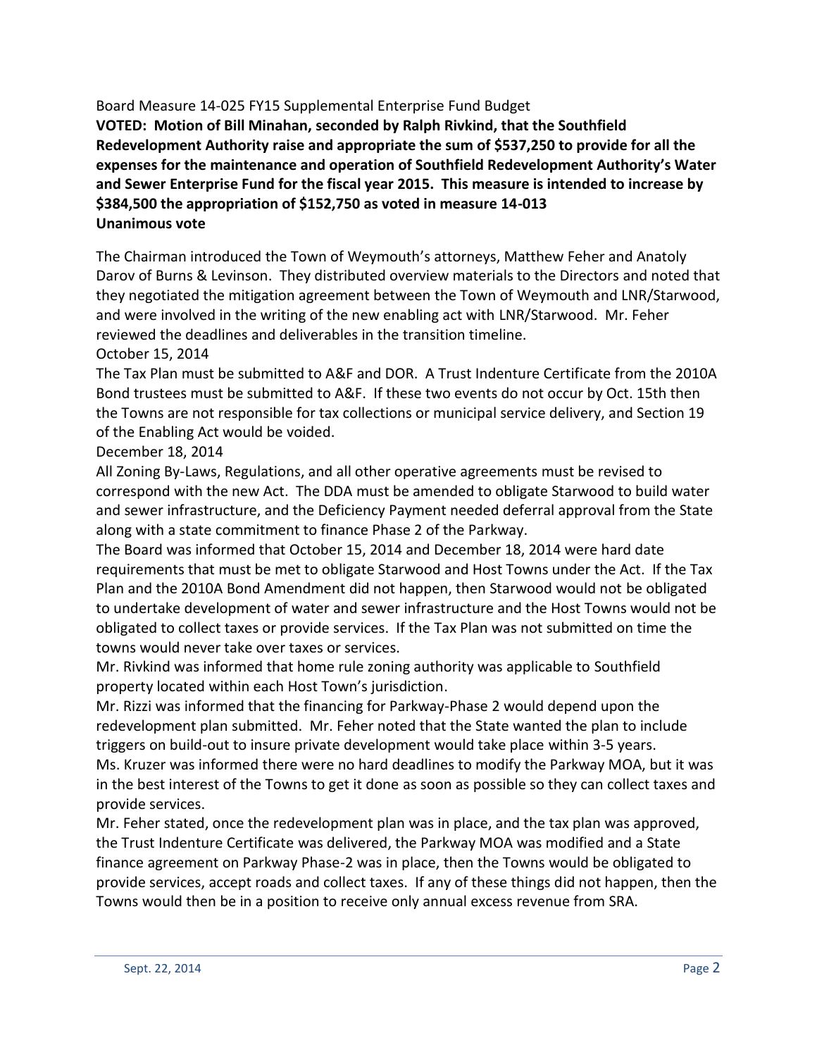Board Measure 14-025 FY15 Supplemental Enterprise Fund Budget

**VOTED: Motion of Bill Minahan, seconded by Ralph Rivkind, that the Southfield Redevelopment Authority raise and appropriate the sum of $537,250 to provide for all the expenses for the maintenance and operation of Southfield Redevelopment Authority's Water and Sewer Enterprise Fund for the fiscal year 2015. This measure is intended to increase by $384,500 the appropriation of $152,750 as voted in measure 14-013**
**Unanimous vote**

The Chairman introduced the Town of Weymouth's attorneys, Matthew Feher and Anatoly Darov of Burns & Levinson. They distributed overview materials to the Directors and noted that they negotiated the mitigation agreement between the Town of Weymouth and LNR/Starwood, and were involved in the writing of the new enabling act with LNR/Starwood. Mr. Feher reviewed the deadlines and deliverables in the transition timeline.

October 15, 2014

The Tax Plan must be submitted to A&F and DOR. A Trust Indenture Certificate from the 2010A Bond trustees must be submitted to A&F. If these two events do not occur by Oct. 15th then the Towns are not responsible for tax collections or municipal service delivery, and Section 19 of the Enabling Act would be voided.

December 18, 2014

All Zoning By-Laws, Regulations, and all other operative agreements must be revised to correspond with the new Act. The DDA must be amended to obligate Starwood to build water and sewer infrastructure, and the Deficiency Payment needed deferral approval from the State along with a state commitment to finance Phase 2 of the Parkway.

The Board was informed that October 15, 2014 and December 18, 2014 were hard date requirements that must be met to obligate Starwood and Host Towns under the Act. If the Tax Plan and the 2010A Bond Amendment did not happen, then Starwood would not be obligated to undertake development of water and sewer infrastructure and the Host Towns would not be obligated to collect taxes or provide services. If the Tax Plan was not submitted on time the towns would never take over taxes or services.

Mr. Rivkind was informed that home rule zoning authority was applicable to Southfield property located within each Host Town's jurisdiction.

Mr. Rizzi was informed that the financing for Parkway-Phase 2 would depend upon the redevelopment plan submitted. Mr. Feher noted that the State wanted the plan to include triggers on build-out to insure private development would take place within 3-5 years.

Ms. Kruzer was informed there were no hard deadlines to modify the Parkway MOA, but it was in the best interest of the Towns to get it done as soon as possible so they can collect taxes and provide services.

Mr. Feher stated, once the redevelopment plan was in place, and the tax plan was approved, the Trust Indenture Certificate was delivered, the Parkway MOA was modified and a State finance agreement on Parkway Phase-2 was in place, then the Towns would be obligated to provide services, accept roads and collect taxes. If any of these things did not happen, then the Towns would then be in a position to receive only annual excess revenue from SRA.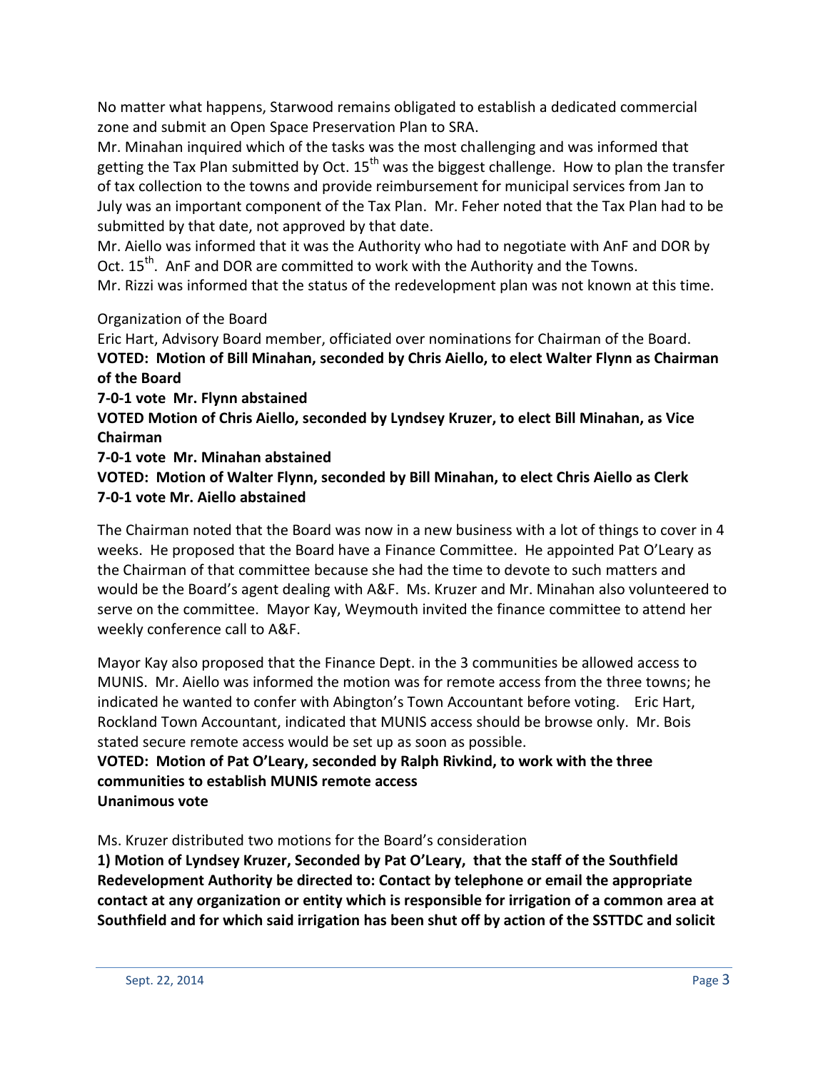No matter what happens, Starwood remains obligated to establish a dedicated commercial zone and submit an Open Space Preservation Plan to SRA.

Mr. Minahan inquired which of the tasks was the most challenging and was informed that getting the Tax Plan submitted by Oct. 15th was the biggest challenge. How to plan the transfer of tax collection to the towns and provide reimbursement for municipal services from Jan to July was an important component of the Tax Plan. Mr. Feher noted that the Tax Plan had to be submitted by that date, not approved by that date.

Mr. Aiello was informed that it was the Authority who had to negotiate with AnF and DOR by Oct. 15th. AnF and DOR are committed to work with the Authority and the Towns.

Mr. Rizzi was informed that the status of the redevelopment plan was not known at this time.

Organization of the Board

Eric Hart, Advisory Board member, officiated over nominations for Chairman of the Board.

**VOTED: Motion of Bill Minahan, seconded by Chris Aiello, to elect Walter Flynn as Chairman of the Board**

**7-0-1 vote Mr. Flynn abstained**

**VOTED Motion of Chris Aiello, seconded by Lyndsey Kruzer, to elect Bill Minahan, as Vice Chairman**

**7-0-1 vote Mr. Minahan abstained**

**VOTED: Motion of Walter Flynn, seconded by Bill Minahan, to elect Chris Aiello as Clerk**

**7-0-1 vote Mr. Aiello abstained**

The Chairman noted that the Board was now in a new business with a lot of things to cover in 4 weeks. He proposed that the Board have a Finance Committee. He appointed Pat O'Leary as the Chairman of that committee because she had the time to devote to such matters and would be the Board's agent dealing with A&F. Ms. Kruzer and Mr. Minahan also volunteered to serve on the committee. Mayor Kay, Weymouth invited the finance committee to attend her weekly conference call to A&F.

Mayor Kay also proposed that the Finance Dept. in the 3 communities be allowed access to MUNIS. Mr. Aiello was informed the motion was for remote access from the three towns; he indicated he wanted to confer with Abington's Town Accountant before voting. Eric Hart, Rockland Town Accountant, indicated that MUNIS access should be browse only. Mr. Bois stated secure remote access would be set up as soon as possible.

**VOTED: Motion of Pat O'Leary, seconded by Ralph Rivkind, to work with the three communities to establish MUNIS remote access**

**Unanimous vote**

Ms. Kruzer distributed two motions for the Board's consideration

**1) Motion of Lyndsey Kruzer, Seconded by Pat O'Leary, that the staff of the Southfield Redevelopment Authority be directed to: Contact by telephone or email the appropriate contact at any organization or entity which is responsible for irrigation of a common area at Southfield and for which said irrigation has been shut off by action of the SSTTDC and solicit**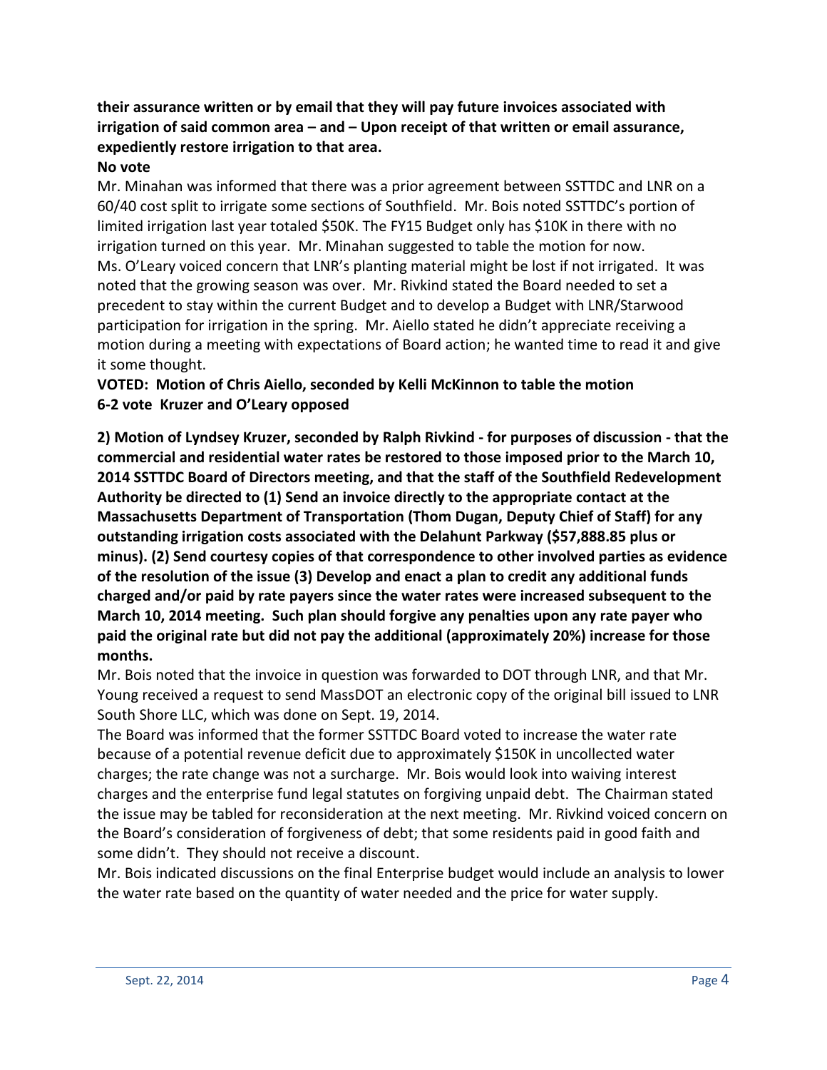**their assurance written or by email that they will pay future invoices associated with irrigation of said common area – and – Upon receipt of that written or email assurance, expediently restore irrigation to that area.**

**No vote**

Mr. Minahan was informed that there was a prior agreement between SSTTDC and LNR on a 60/40 cost split to irrigate some sections of Southfield. Mr. Bois noted SSTTDC's portion of limited irrigation last year totaled $50K. The FY15 Budget only has $10K in there with no irrigation turned on this year. Mr. Minahan suggested to table the motion for now.

Ms. O'Leary voiced concern that LNR's planting material might be lost if not irrigated. It was noted that the growing season was over. Mr. Rivkind stated the Board needed to set a precedent to stay within the current Budget and to develop a Budget with LNR/Starwood participation for irrigation in the spring. Mr. Aiello stated he didn't appreciate receiving a motion during a meeting with expectations of Board action; he wanted time to read it and give it some thought.

**VOTED: Motion of Chris Aiello, seconded by Kelli McKinnon to table the motion**
**6-2 vote Kruzer and O'Leary opposed**

**2) Motion of Lyndsey Kruzer, seconded by Ralph Rivkind - for purposes of discussion - that the commercial and residential water rates be restored to those imposed prior to the March 10, 2014 SSTTDC Board of Directors meeting, and that the staff of the Southfield Redevelopment Authority be directed to (1) Send an invoice directly to the appropriate contact at the Massachusetts Department of Transportation (Thom Dugan, Deputy Chief of Staff) for any outstanding irrigation costs associated with the Delahunt Parkway ($57,888.85 plus or minus). (2) Send courtesy copies of that correspondence to other involved parties as evidence of the resolution of the issue (3) Develop and enact a plan to credit any additional funds charged and/or paid by rate payers since the water rates were increased subsequent to the March 10, 2014 meeting. Such plan should forgive any penalties upon any rate payer who paid the original rate but did not pay the additional (approximately 20%) increase for those months.**

Mr. Bois noted that the invoice in question was forwarded to DOT through LNR, and that Mr. Young received a request to send MassDOT an electronic copy of the original bill issued to LNR South Shore LLC, which was done on Sept. 19, 2014.

The Board was informed that the former SSTTDC Board voted to increase the water rate because of a potential revenue deficit due to approximately $150K in uncollected water charges; the rate change was not a surcharge. Mr. Bois would look into waiving interest charges and the enterprise fund legal statutes on forgiving unpaid debt. The Chairman stated the issue may be tabled for reconsideration at the next meeting. Mr. Rivkind voiced concern on the Board's consideration of forgiveness of debt; that some residents paid in good faith and some didn't. They should not receive a discount.

Mr. Bois indicated discussions on the final Enterprise budget would include an analysis to lower the water rate based on the quantity of water needed and the price for water supply.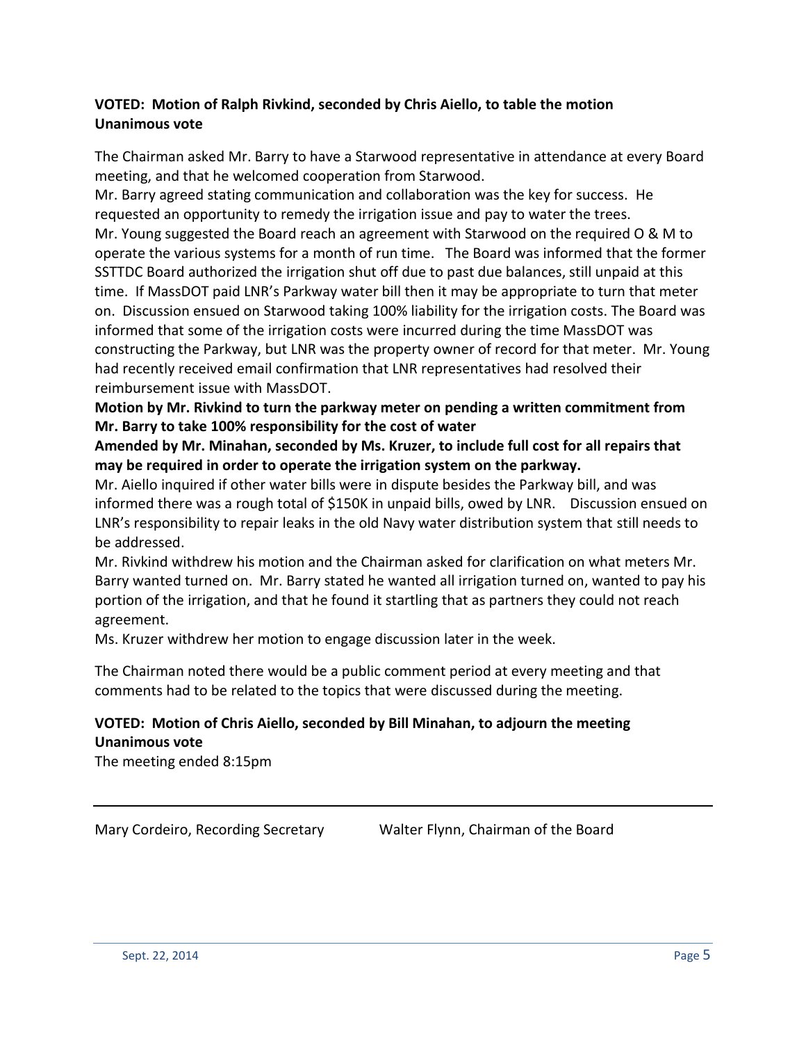**VOTED: Motion of Ralph Rivkind, seconded by Chris Aiello, to table the motion**
**Unanimous vote**

The Chairman asked Mr. Barry to have a Starwood representative in attendance at every Board meeting, and that he welcomed cooperation from Starwood.
Mr. Barry agreed stating communication and collaboration was the key for success. He requested an opportunity to remedy the irrigation issue and pay to water the trees.
Mr. Young suggested the Board reach an agreement with Starwood on the required O & M to operate the various systems for a month of run time. The Board was informed that the former SSTTDC Board authorized the irrigation shut off due to past due balances, still unpaid at this time. If MassDOT paid LNR's Parkway water bill then it may be appropriate to turn that meter on. Discussion ensued on Starwood taking 100% liability for the irrigation costs. The Board was informed that some of the irrigation costs were incurred during the time MassDOT was constructing the Parkway, but LNR was the property owner of record for that meter. Mr. Young had recently received email confirmation that LNR representatives had resolved their reimbursement issue with MassDOT.
**Motion by Mr. Rivkind to turn the parkway meter on pending a written commitment from Mr. Barry to take 100% responsibility for the cost of water**
**Amended by Mr. Minahan, seconded by Ms. Kruzer, to include full cost for all repairs that may be required in order to operate the irrigation system on the parkway.**
Mr. Aiello inquired if other water bills were in dispute besides the Parkway bill, and was informed there was a rough total of $150K in unpaid bills, owed by LNR. Discussion ensued on LNR's responsibility to repair leaks in the old Navy water distribution system that still needs to be addressed.
Mr. Rivkind withdrew his motion and the Chairman asked for clarification on what meters Mr. Barry wanted turned on. Mr. Barry stated he wanted all irrigation turned on, wanted to pay his portion of the irrigation, and that he found it startling that as partners they could not reach agreement.
Ms. Kruzer withdrew her motion to engage discussion later in the week.

The Chairman noted there would be a public comment period at every meeting and that comments had to be related to the topics that were discussed during the meeting.

**VOTED: Motion of Chris Aiello, seconded by Bill Minahan, to adjourn the meeting**
**Unanimous vote**
The meeting ended 8:15pm

Mary Cordeiro, Recording Secretary Walter Flynn, Chairman of the Board